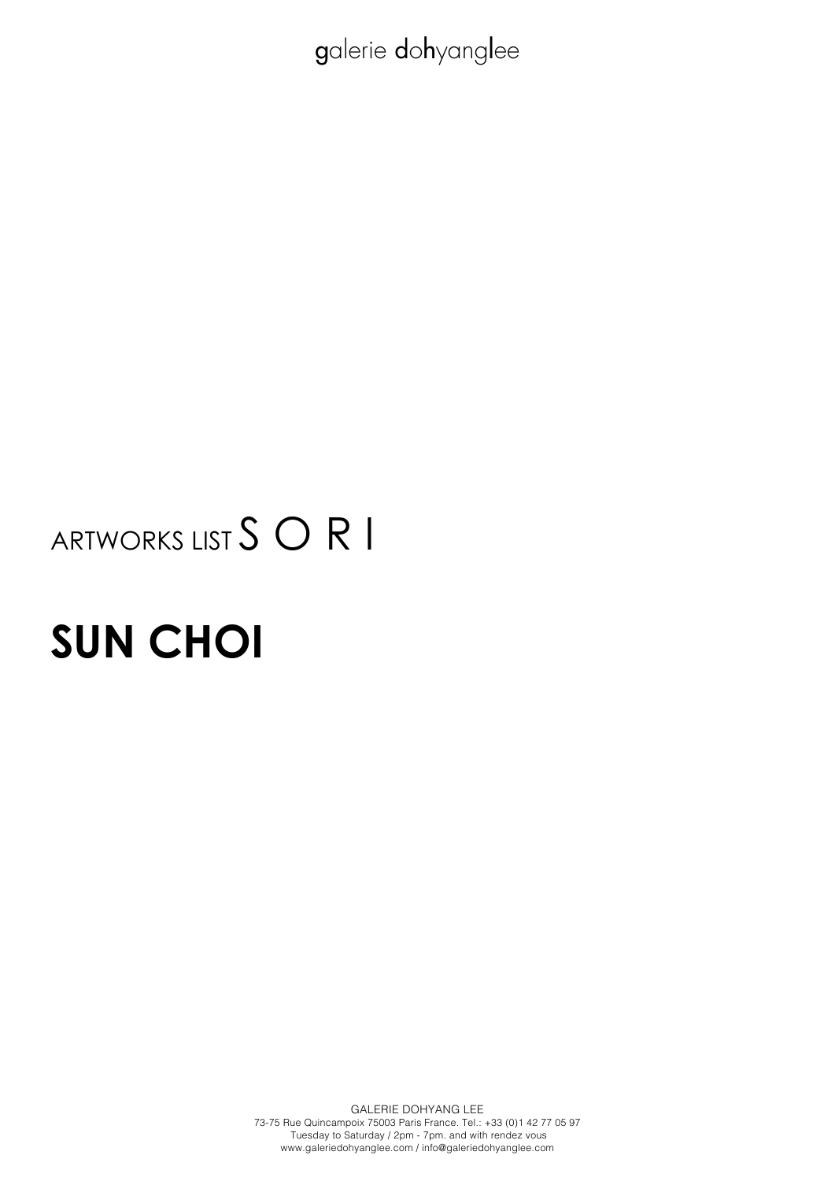galerie dohyanglee

ARTWORKS LIST S O R I

# SUN CHOI

GALERIE DOHYANG LEE
73-75 Rue Quincampoix 75003 Paris France. Tel.: +33 (0)1 42 77 05 97
Tuesday to Saturday / 2pm - 7pm. and with rendez vous
www.galeriedohyanglee.com / info@galeriedohyanglee.com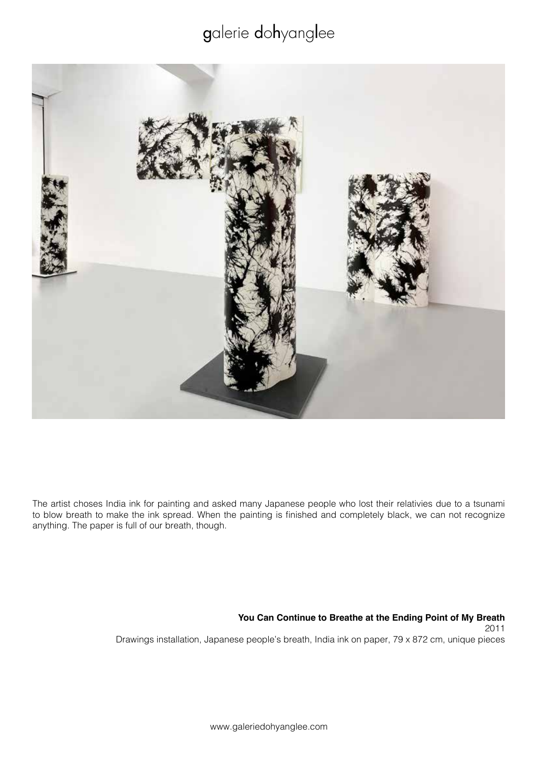The artist choses India ink for painting and asked many Japanese people who lost their relativies due to a tsunami to blow breath to make the ink spread. When the painting is finished and completely black, we can not recognize anything. The paper is full of our breath, though.

**You Can Continue to Breathe at the Ending Point of My Breath**
2011
Drawings installation, Japanese people's breath, India ink on paper, 79 x 872 cm, unique pieces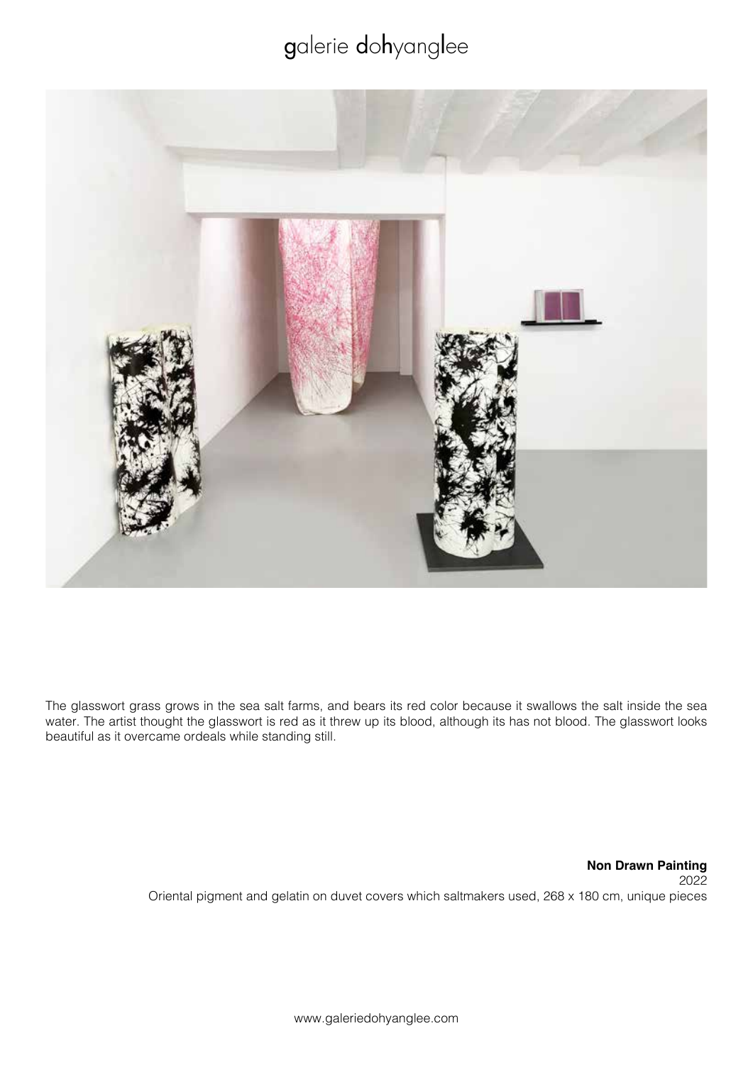The glasswort grass grows in the sea salt farms, and bears its red color because it swallows the salt inside the sea water. The artist thought the glasswort is red as it threw up its blood, although its has not blood. The glasswort looks beautiful as it overcame ordeals while standing still.

**Non Drawn Painting**
2022
Oriental pigment and gelatin on duvet covers which saltmakers used, 268 x 180 cm, unique pieces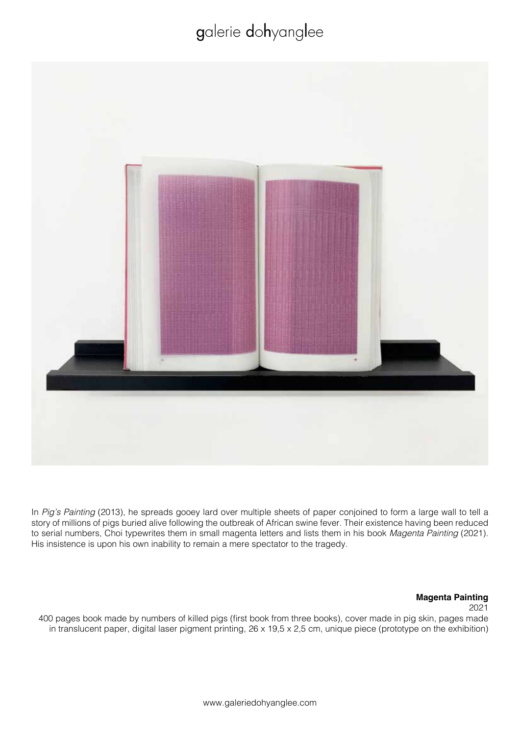In *Pig's Painting* (2013), he spreads gooey lard over multiple sheets of paper conjoined to form a large wall to tell a story of millions of pigs buried alive following the outbreak of African swine fever. Their existence having been reduced to serial numbers, Choi typewrites them in small magenta letters and lists them in his book *Magenta Painting* (2021). His insistence is upon his own inability to remain a mere spectator to the tragedy.

**Magenta Painting**
2021
400 pages book made by numbers of killed pigs (first book from three books), cover made in pig skin, pages made in translucent paper, digital laser pigment printing, 26 x 19,5 x 2,5 cm, unique piece (prototype on the exhibition)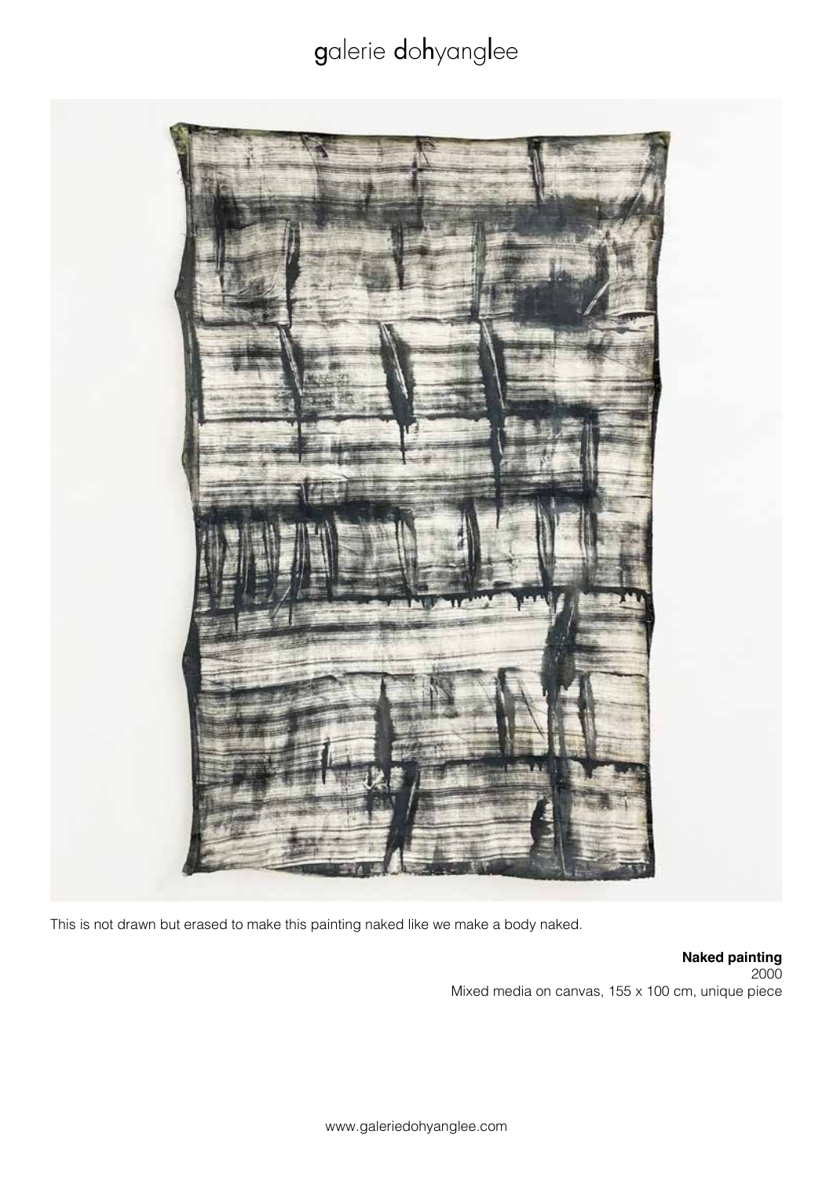This is not drawn but erased to make this painting naked like we make a body naked.

**Naked painting**
2000
Mixed media on canvas, 155 x 100 cm, unique piece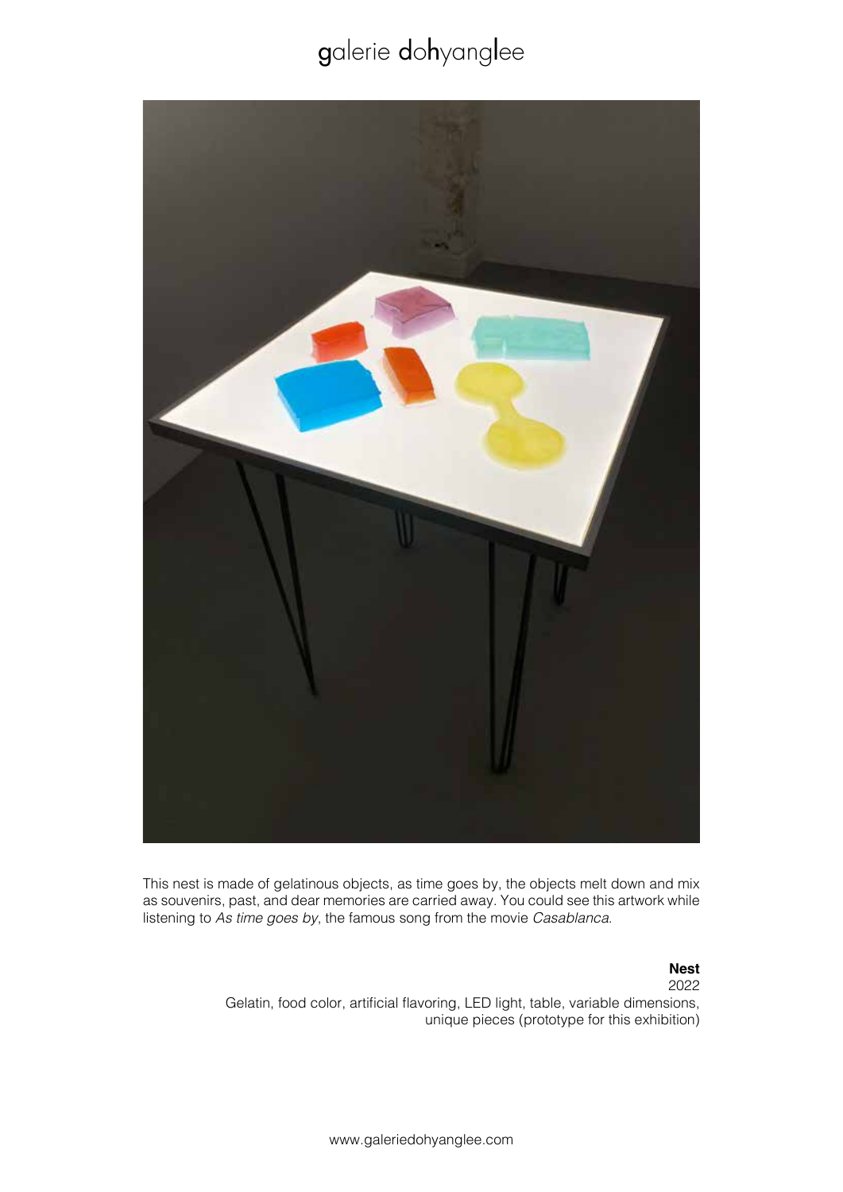This nest is made of gelatinous objects, as time goes by, the objects melt down and mix as souvenirs, past, and dear memories are carried away. You could see this artwork while listening to *As time goes by*, the famous song from the movie *Casablanca*.

**Nest**
2022
Gelatin, food color, artificial flavoring, LED light, table, variable dimensions, unique pieces (prototype for this exhibition)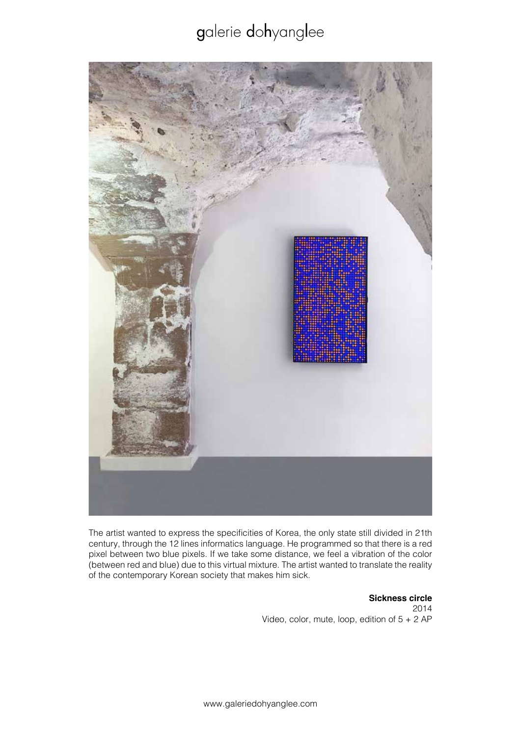The artist wanted to express the specificities of Korea, the only state still divided in 21th century, through the 12 lines informatics language. He programmed so that there is a red pixel between two blue pixels. If we take some distance, we feel a vibration of the color (between red and blue) due to this virtual mixture. The artist wanted to translate the reality of the contemporary Korean society that makes him sick.

**Sickness circle**
2014
Video, color, mute, loop, edition of 5 + 2 AP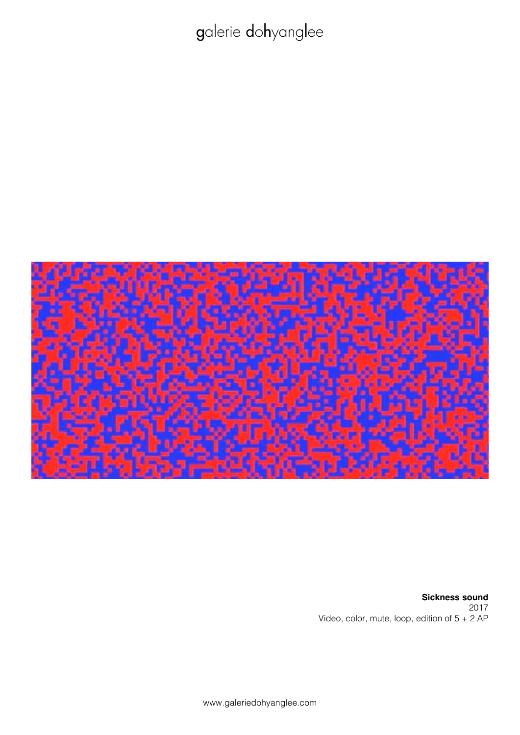**Sickness sound**
2017
Video, color, mute, loop, edition of 5 + 2 AP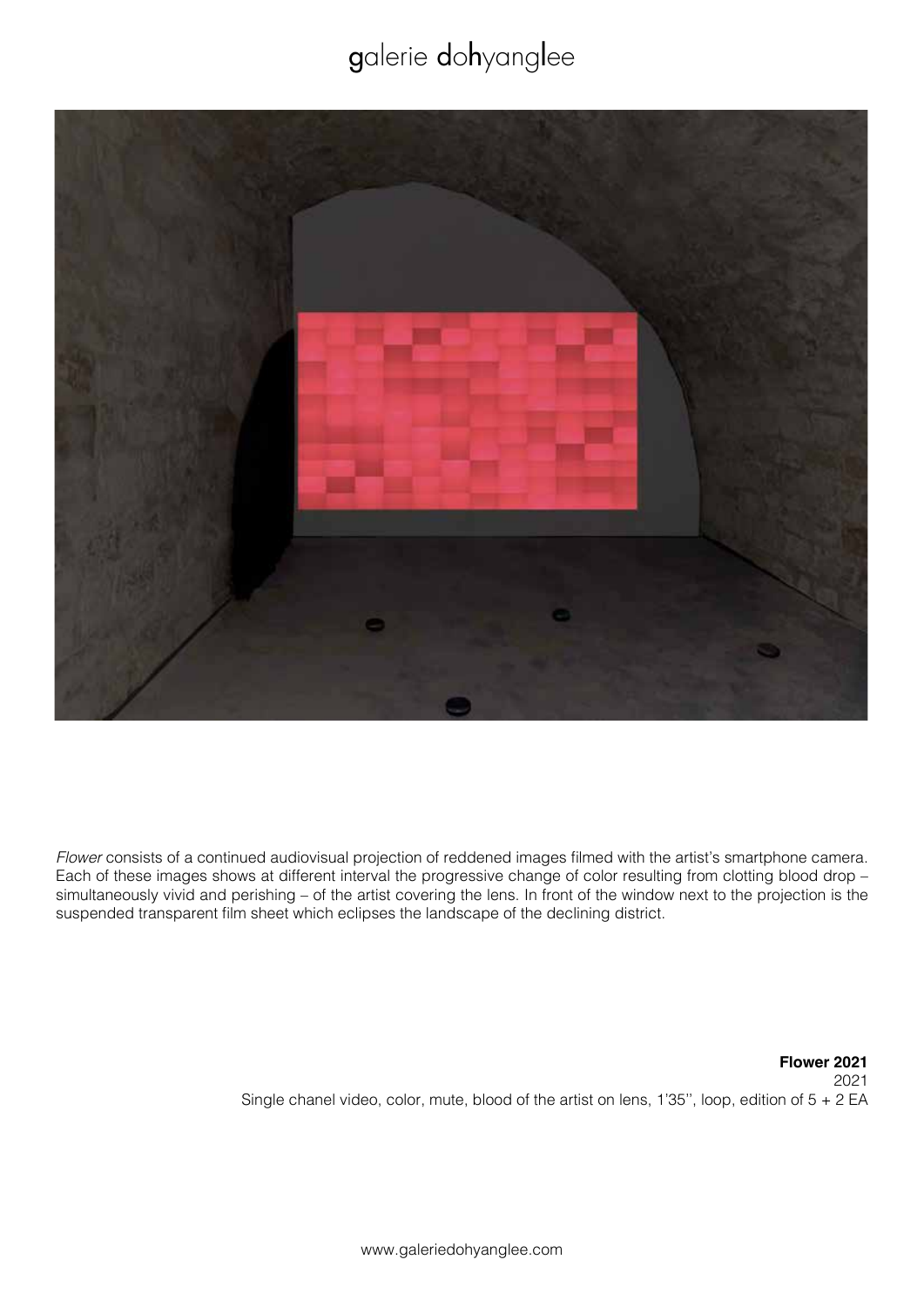*Flower* consists of a continued audiovisual projection of reddened images filmed with the artist's smartphone camera. Each of these images shows at different interval the progressive change of color resulting from clotting blood drop – simultaneously vivid and perishing – of the artist covering the lens. In front of the window next to the projection is the suspended transparent film sheet which eclipses the landscape of the declining district.

**Flower 2021**
2021
Single chanel video, color, mute, blood of the artist on lens, 1'35'', loop, edition of 5 + 2 EA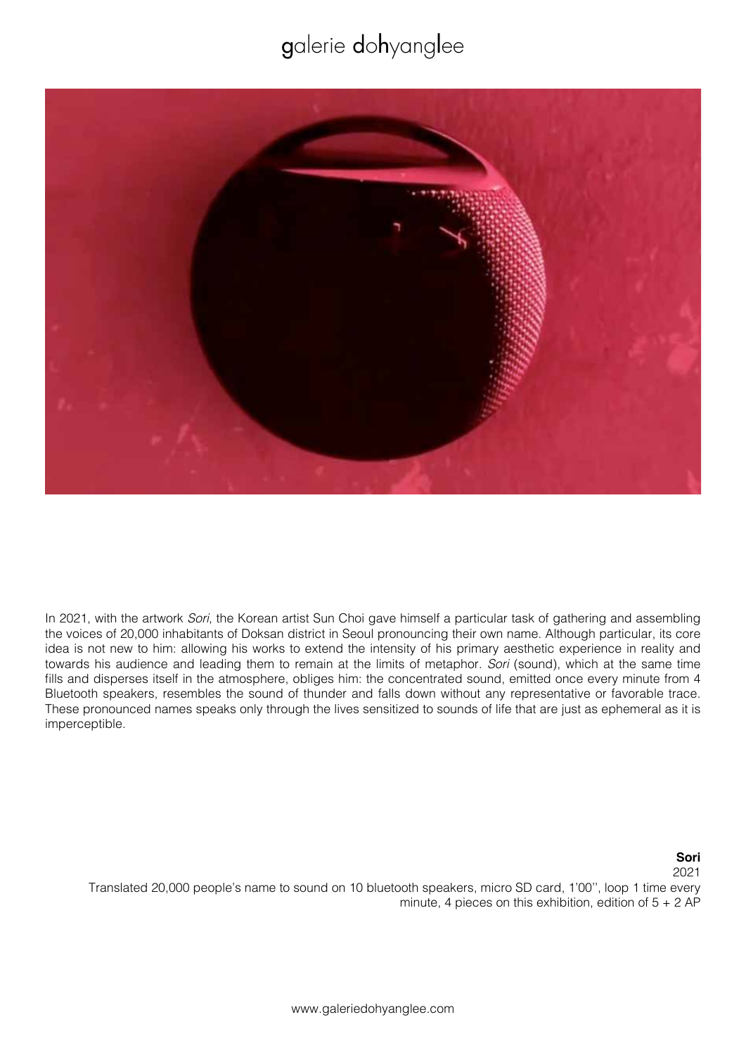In 2021, with the artwork *Sori*, the Korean artist Sun Choi gave himself a particular task of gathering and assembling the voices of 20,000 inhabitants of Doksan district in Seoul pronouncing their own name. Although particular, its core idea is not new to him: allowing his works to extend the intensity of his primary aesthetic experience in reality and towards his audience and leading them to remain at the limits of metaphor. *Sori* (sound), which at the same time fills and disperses itself in the atmosphere, obliges him: the concentrated sound, emitted once every minute from 4 Bluetooth speakers, resembles the sound of thunder and falls down without any representative or favorable trace. These pronounced names speaks only through the lives sensitized to sounds of life that are just as ephemeral as it is imperceptible.

**Sori**
2021
Translated 20,000 people's name to sound on 10 bluetooth speakers, micro SD card, 1'00'', loop 1 time every minute, 4 pieces on this exhibition, edition of 5 + 2 AP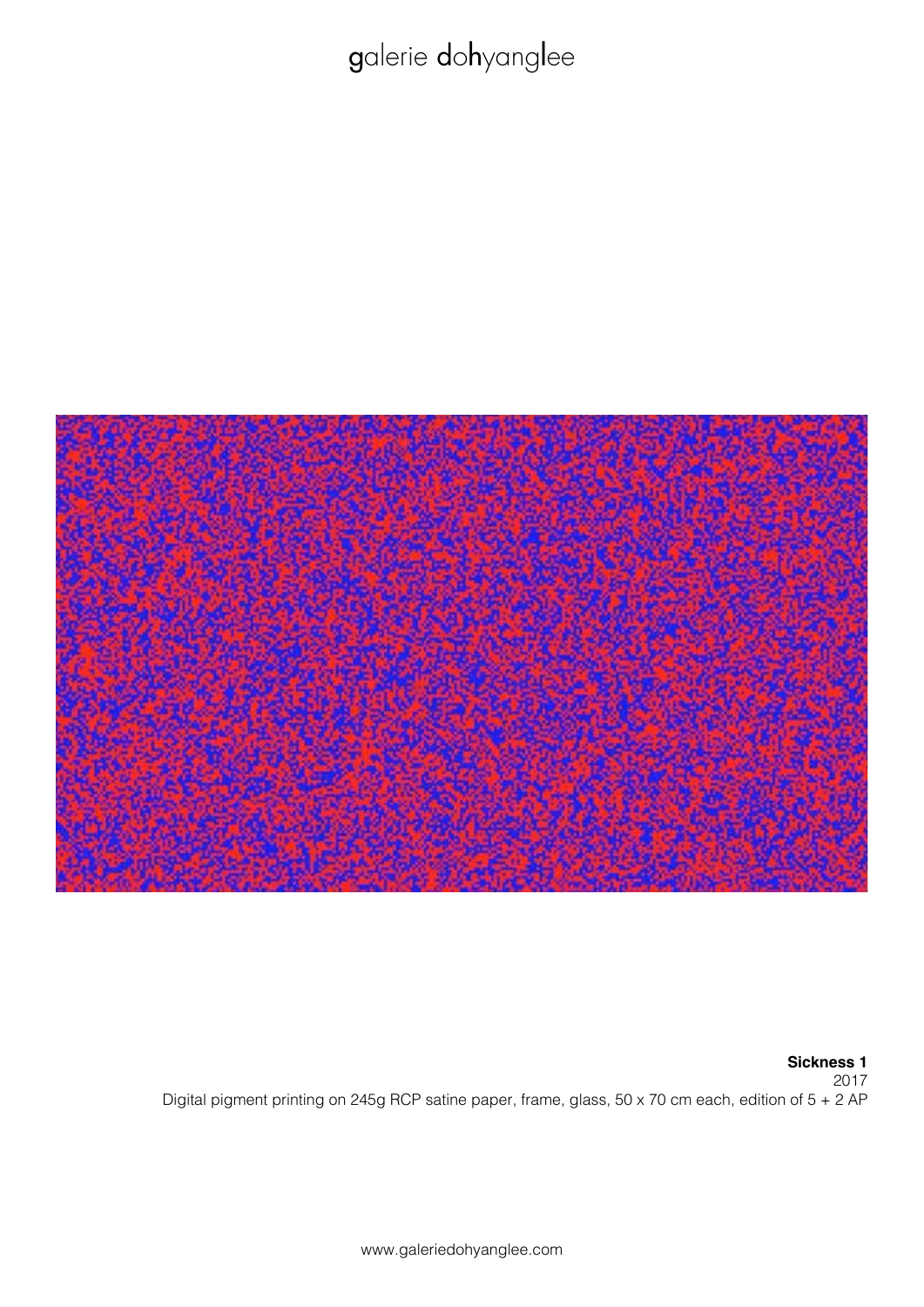**Sickness 1**
2017
Digital pigment printing on 245g RCP satine paper, frame, glass, 50 x 70 cm each, edition of 5 + 2 AP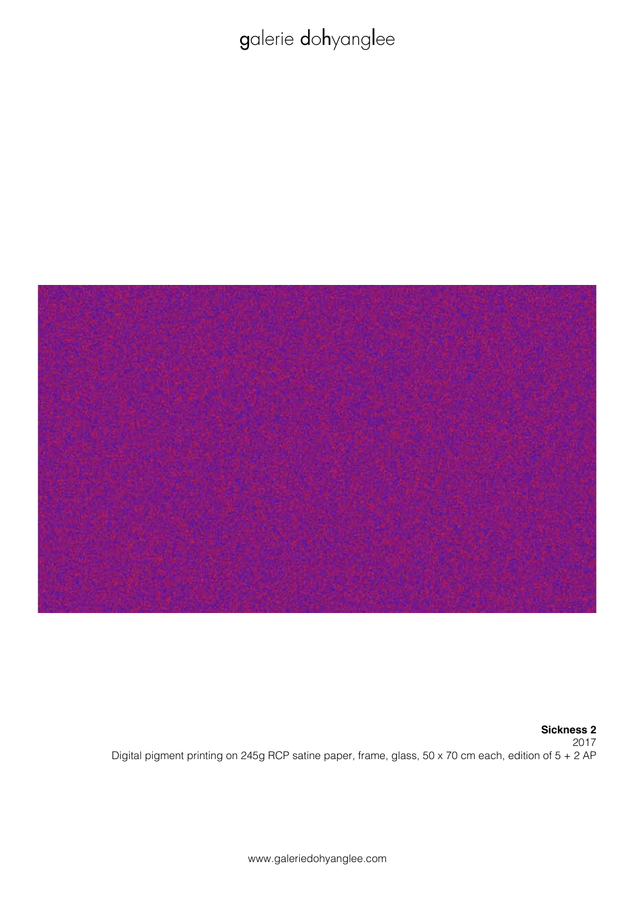**Sickness 2**
2017
Digital pigment printing on 245g RCP satine paper, frame, glass, 50 x 70 cm each, edition of 5 + 2 AP